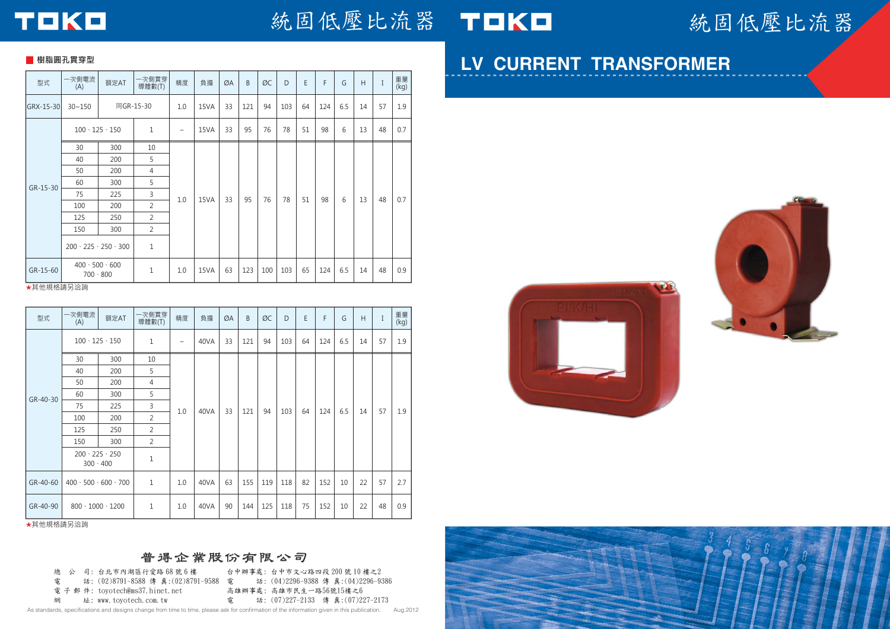# TOKO 統固低壓比流器

## LV CURRENT TRANSFORMER

### 樹脂圓孔貫穿型

| 型式 | 一次側電流 (A) | 額定AT | 一次側貫穿導體數(T) | 精度 | 負擔 | ØA | B | ØC | D | E | F | G | H | I | 重量 (kg) |
|---|---|---|---|---|---|---|---|---|---|---|---|---|---|---|---|
| GRX-15-30 | 30~150 | 同GR-15-30 | | 1.0 | 15VA | 33 | 121 | 94 | 103 | 64 | 124 | 6.5 | 14 | 57 | 1.9 |
| GR-15-30 | 100、125、150 | | 1 | – | 15VA | 33 | 95 | 76 | 78 | 51 | 98 | 6 | 13 | 48 | 0.7 |
| | 30 | 300 | 10 | 1.0 | 15VA | 33 | 95 | 76 | 78 | 51 | 98 | 6 | 13 | 48 | 0.7 |
| | 40 | 200 | 5 | | | | | | | | | | | | |
| | 50 | 200 | 4 | | | | | | | | | | | | |
| | 60 | 300 | 5 | | | | | | | | | | | | |
| | 75 | 225 | 3 | | | | | | | | | | | | |
| | 100 | 200 | 2 | | | | | | | | | | | | |
| | 125 | 250 | 2 | | | | | | | | | | | | |
| | 150 | 300 | 2 | | | | | | | | | | | | |
| | 200、225、250、300 | | 1 | | | | | | | | | | | | |
| GR-15-60 | 400、500、600 700、800 | | 1 | 1.0 | 15VA | 63 | 123 | 100 | 103 | 65 | 124 | 6.5 | 14 | 48 | 0.9 |

★其他規格請另洽詢

| 型式 | 一次側電流 (A) | 額定AT | 一次側貫穿導體數(T) | 精度 | 負擔 | ØA | B | ØC | D | E | F | G | H | I | 重量 (kg) |
|---|---|---|---|---|---|---|---|---|---|---|---|---|---|---|---|
| GR-40-30 | 100、125、150 | | 1 | – | 40VA | 33 | 121 | 94 | 103 | 64 | 124 | 6.5 | 14 | 57 | 1.9 |
| | 30 | 300 | 10 | 1.0 | 40VA | 33 | 121 | 94 | 103 | 64 | 124 | 6.5 | 14 | 57 | 1.9 |
| | 40 | 200 | 5 | | | | | | | | | | | | |
| | 50 | 200 | 4 | | | | | | | | | | | | |
| | 60 | 300 | 5 | | | | | | | | | | | | |
| | 75 | 225 | 3 | | | | | | | | | | | | |
| | 100 | 200 | 2 | | | | | | | | | | | | |
| | 125 | 250 | 2 | | | | | | | | | | | | |
| | 150 | 300 | 2 | | | | | | | | | | | | |
| | 200、225、250 300、400 | | 1 | | | | | | | | | | | | |
| GR-40-60 | 400、500、600、700 | | 1 | 1.0 | 40VA | 63 | 155 | 119 | 118 | 82 | 152 | 10 | 22 | 57 | 2.7 |
| GR-40-90 | 800、1000、1200 | | 1 | 1.0 | 40VA | 90 | 144 | 125 | 118 | 75 | 152 | 10 | 22 | 48 | 0.9 |

★其他規格請另洽詢

**普得企業股份有限公司**

總　公　司：台北市內湖區行愛路 68 號 6 樓
電　　　話：(02)8791-8588 傳 真:(02)8791-9588
電 子 郵 件：toyotech@ms37.hinet.net
網　　　址：www.toyotech.com.tw

台中辦事處：台中市文心路四段 200 號 10 樓之2
電　　　話：(04)2296-9388 傳 真:(04)2296-9386
高雄辦事處：高雄市民生一路56號15樓之6
電　　　話：(07)227-2133 傳 真:(07)227-2173

As standards, specifications and designs change from time to time, please ask for confirmation of the information given in this publication. Aug.2012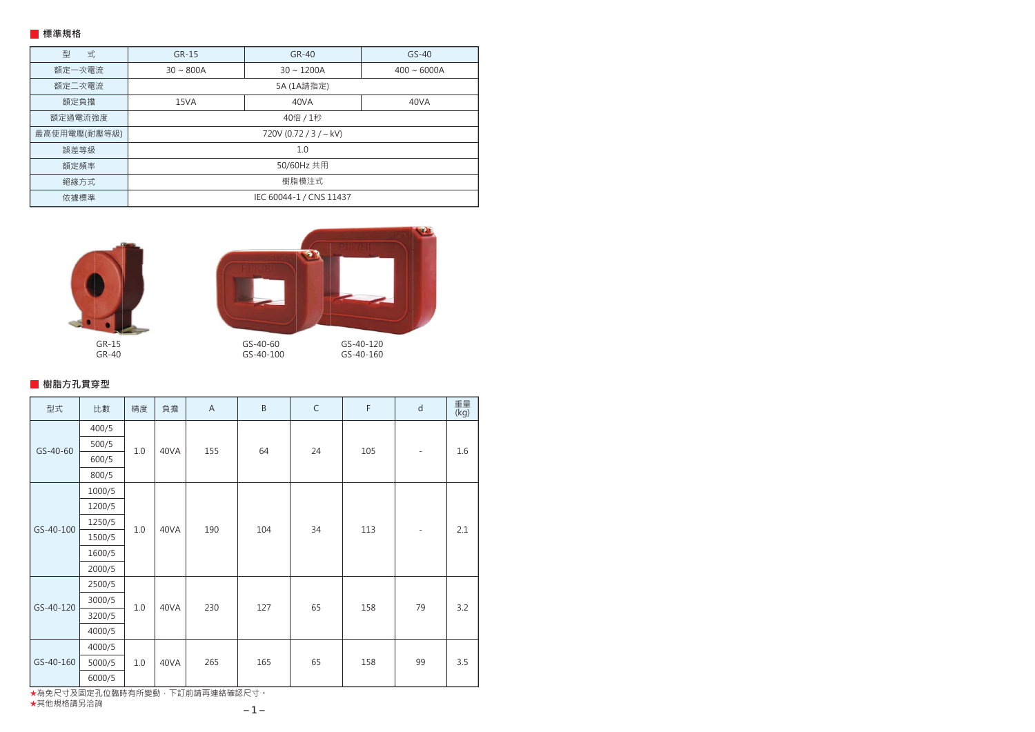## 標準規格

| 型　式 | GR-15 | GR-40 | GS-40 |
| --- | --- | --- | --- |
| 額定一次電流 | 30 ~ 800A | 30 ~ 1200A | 400 ~ 6000A |
| 額定二次電流 | 5A (1A請指定) | | |
| 額定負擔 | 15VA | 40VA | 40VA |
| 額定過電流強度 | 40倍 / 1秒 | | |
| 最高使用電壓(耐壓等級) | 720V (0.72 / 3 / – kV) | | |
| 誤差等級 | 1.0 | | |
| 額定頻率 | 50/60Hz 共用 | | |
| 絕緣方式 | 樹脂模注式 | | |
| 依據標準 | IEC 60044-1 / CNS 11437 | | |

GR-15
GR-40

GS-40-60
GS-40-100

GS-40-120
GS-40-160

## 樹脂方孔貫穿型

| 型式 | 比數 | 精度 | 負擔 | A | B | C | F | d | 重量 (kg) |
| --- | --- | --- | --- | --- | --- | --- | --- | --- | --- |
| GS-40-60 | 400/5 | 1.0 | 40VA | 155 | 64 | 24 | 105 | - | 1.6 |
| | 500/5 | | | | | | | | |
| | 600/5 | | | | | | | | |
| | 800/5 | | | | | | | | |
| GS-40-100 | 1000/5 | 1.0 | 40VA | 190 | 104 | 34 | 113 | - | 2.1 |
| | 1200/5 | | | | | | | | |
| | 1250/5 | | | | | | | | |
| | 1500/5 | | | | | | | | |
| | 1600/5 | | | | | | | | |
| | 2000/5 | | | | | | | | |
| GS-40-120 | 2500/5 | 1.0 | 40VA | 230 | 127 | 65 | 158 | 79 | 3.2 |
| | 3000/5 | | | | | | | | |
| | 3200/5 | | | | | | | | |
| | 4000/5 | | | | | | | | |
| GS-40-160 | 4000/5 | 1.0 | 40VA | 265 | 165 | 65 | 158 | 99 | 3.5 |
| | 5000/5 | | | | | | | | |
| | 6000/5 | | | | | | | | |

★為免尺寸及固定孔位臨時有所變動，下訂前請再連絡確認尺寸。
★其他規格請另洽詢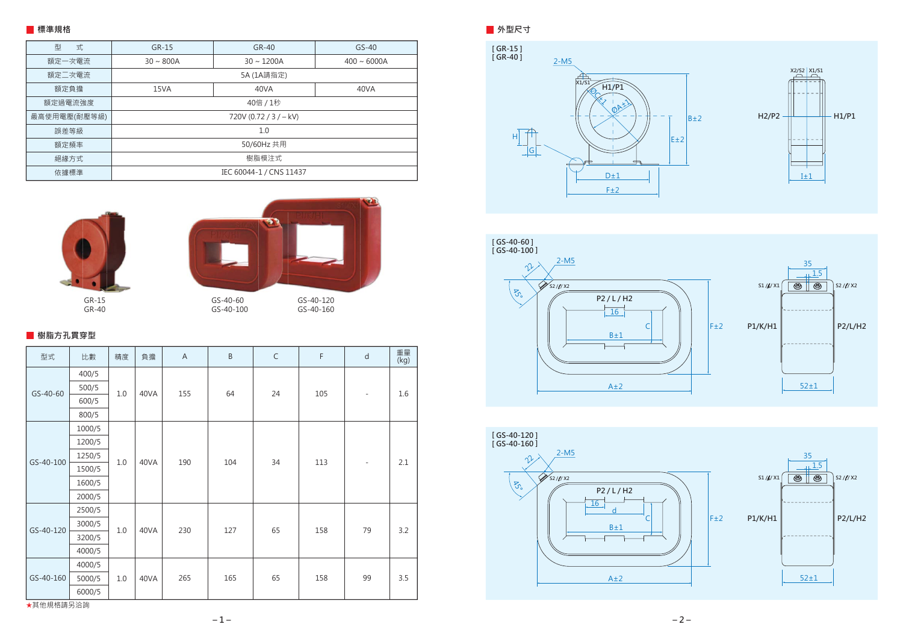## 標準規格

| 型　式 | GR-15 | GR-40 | GS-40 |
|---|---|---|---|
| 額定一次電流 | 30 ~ 800A | 30 ~ 1200A | 400 ~ 6000A |
| 額定二次電流 | 5A (1A請指定) | | |
| 額定負擔 | 15VA | 40VA | 40VA |
| 額定過電流強度 | 40倍 / 1秒 | | |
| 最高使用電壓(耐壓等級) | 720V (0.72 / 3 / – kV) | | |
| 誤差等級 | 1.0 | | |
| 額定頻率 | 50/60Hz 共用 | | |
| 絕緣方式 | 樹脂模注式 | | |
| 依據標準 | IEC 60044-1 / CNS 11437 | | |

GR-15
GR-40

GS-40-60
GS-40-100

GS-40-120
GS-40-160

## 樹脂方孔貫穿型

| 型式 | 比數 | 精度 | 負擔 | A | B | C | F | d | 重量 (kg) |
|---|---|---|---|---|---|---|---|---|---|
| GS-40-60 | 400/5 | 1.0 | 40VA | 155 | 64 | 24 | 105 | - | 1.6 |
| | 500/5 | | | | | | | | |
| | 600/5 | | | | | | | | |
| | 800/5 | | | | | | | | |
| GS-40-100 | 1000/5 | 1.0 | 40VA | 190 | 104 | 34 | 113 | - | 2.1 |
| | 1200/5 | | | | | | | | |
| | 1250/5 | | | | | | | | |
| | 1500/5 | | | | | | | | |
| | 1600/5 | | | | | | | | |
| | 2000/5 | | | | | | | | |
| GS-40-120 | 2500/5 | 1.0 | 40VA | 230 | 127 | 65 | 158 | 79 | 3.2 |
| | 3000/5 | | | | | | | | |
| | 3200/5 | | | | | | | | |
| | 4000/5 | | | | | | | | |
| GS-40-160 | 4000/5 | 1.0 | 40VA | 265 | 165 | 65 | 158 | 99 | 3.5 |
| | 5000/5 | | | | | | | | |
| | 6000/5 | | | | | | | | |

★其他規格請另洽詢

## 外型尺寸

[ GR-15 ]
[ GR-40 ]

2-M5, X1/S1, H1/P1, ØC±1, ØA±1, B±2, E±2, H, G, D±1, F±2, X2/S2, X1/S1, H2/P2, H1/P1, I±1

[ GS-40-60 ]
[ GS-40-100 ]

2-M5, 22, 45°, S2 /// X2, P2 / L / H2, 16, C, B±1, F±2, A±2, 35, 1.5, S1 /// X1, S2 /// X2, P1/K/H1, P2/L/H2, 52±1

[ GS-40-120 ]
[ GS-40-160 ]

2-M5, 22, 45°, S2 /// X2, P2 / L / H2, 16, d, C, B±1, F±2, A±2, 35, 1.5, S1 /// X1, S2 /// X2, P1/K/H1, P2/L/H2, 52±1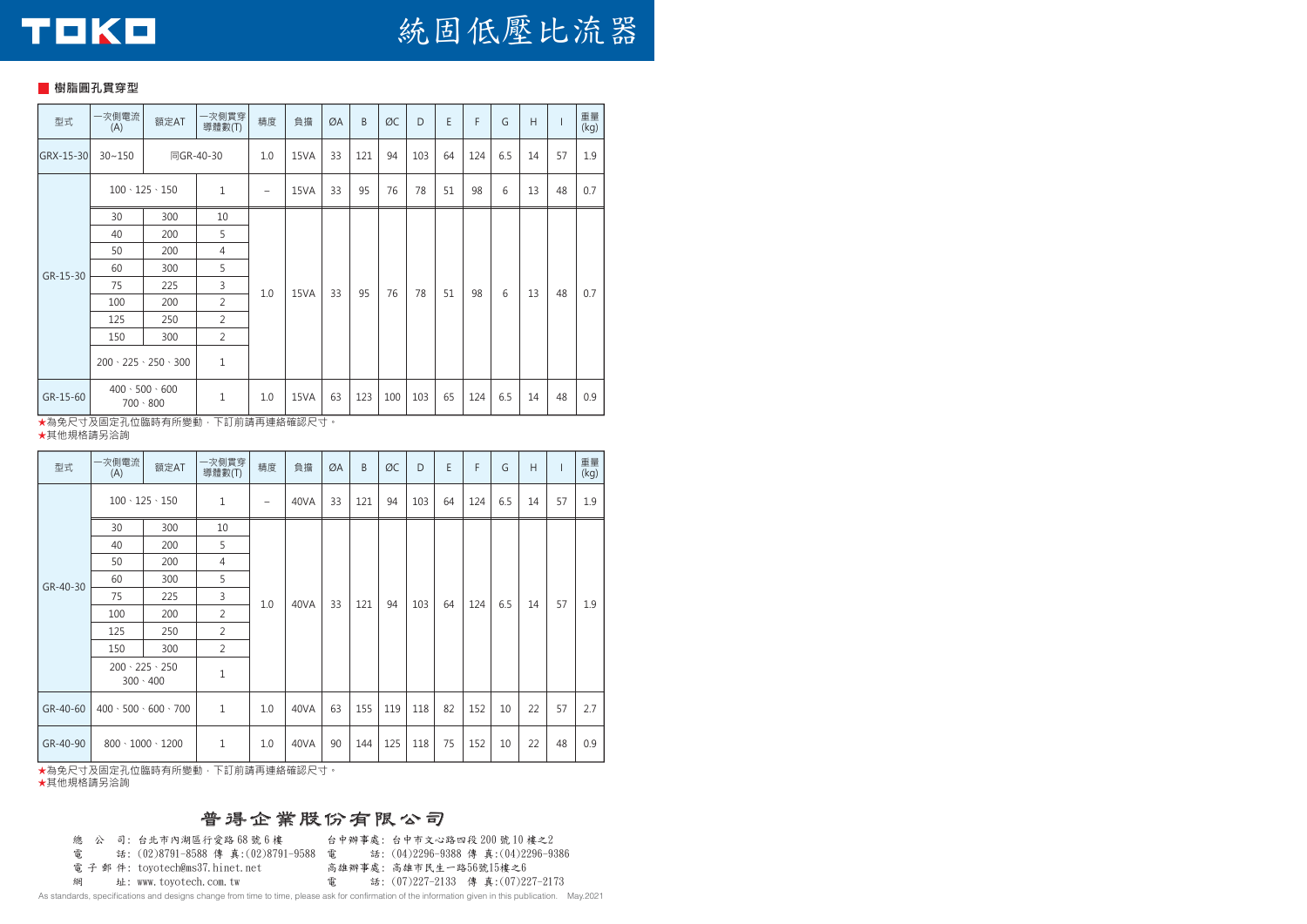TOKO

# 統固低壓比流器

## 樹脂圓孔貫穿型

| 型式 | 一次側電流 (A) | 額定AT | 一次側貫穿導體數(T) | 精度 | 負擔 | ØA | B | ØC | D | E | F | G | H | I | 重量 (kg) |
|---|---|---|---|---|---|---|---|---|---|---|---|---|---|---|---|
| GRX-15-30 | 30~150 | 同GR-40-30 | | 1.0 | 15VA | 33 | 121 | 94 | 103 | 64 | 124 | 6.5 | 14 | 57 | 1.9 |
| GR-15-30 | 100、125、150 | | 1 | – | 15VA | 33 | 95 | 76 | 78 | 51 | 98 | 6 | 13 | 48 | 0.7 |
| | 30 | 300 | 10 | 1.0 | 15VA | 33 | 95 | 76 | 78 | 51 | 98 | 6 | 13 | 48 | 0.7 |
| | 40 | 200 | 5 | | | | | | | | | | | | |
| | 50 | 200 | 4 | | | | | | | | | | | | |
| | 60 | 300 | 5 | | | | | | | | | | | | |
| | 75 | 225 | 3 | | | | | | | | | | | | |
| | 100 | 200 | 2 | | | | | | | | | | | | |
| | 125 | 250 | 2 | | | | | | | | | | | | |
| | 150 | 300 | 2 | | | | | | | | | | | | |
| | 200、225、250、300 | | 1 | | | | | | | | | | | | |
| GR-15-60 | 400、500、600 700、800 | | 1 | 1.0 | 15VA | 63 | 123 | 100 | 103 | 65 | 124 | 6.5 | 14 | 48 | 0.9 |

★為免尺寸及固定孔位臨時有所變動，下訂前請再連絡確認尺寸。
★其他規格請另洽詢

| 型式 | 一次側電流 (A) | 額定AT | 一次側貫穿導體數(T) | 精度 | 負擔 | ØA | B | ØC | D | E | F | G | H | I | 重量 (kg) |
|---|---|---|---|---|---|---|---|---|---|---|---|---|---|---|---|
| GR-40-30 | 100、125、150 | | 1 | – | 40VA | 33 | 121 | 94 | 103 | 64 | 124 | 6.5 | 14 | 57 | 1.9 |
| | 30 | 300 | 10 | 1.0 | 40VA | 33 | 121 | 94 | 103 | 64 | 124 | 6.5 | 14 | 57 | 1.9 |
| | 40 | 200 | 5 | | | | | | | | | | | | |
| | 50 | 200 | 4 | | | | | | | | | | | | |
| | 60 | 300 | 5 | | | | | | | | | | | | |
| | 75 | 225 | 3 | | | | | | | | | | | | |
| | 100 | 200 | 2 | | | | | | | | | | | | |
| | 125 | 250 | 2 | | | | | | | | | | | | |
| | 150 | 300 | 2 | | | | | | | | | | | | |
| | 200、225、250 300、400 | | 1 | | | | | | | | | | | | |
| GR-40-60 | 400、500、600、700 | | 1 | 1.0 | 40VA | 63 | 155 | 119 | 118 | 82 | 152 | 10 | 22 | 57 | 2.7 |
| GR-40-90 | 800、1000、1200 | | 1 | 1.0 | 40VA | 90 | 144 | 125 | 118 | 75 | 152 | 10 | 22 | 48 | 0.9 |

★為免尺寸及固定孔位臨時有所變動，下訂前請再連絡確認尺寸。
★其他規格請另洽詢

## 普得企業股份有限公司

總　公　司：台北市內湖區行愛路 68 號 6 樓
電　　　話：(02)8791-8588　傳　真:(02)8791-9588
電 子 郵 件：toyotech@ms37.hinet.net
網　　　址：www.toyotech.com.tw

台中辦事處：台中市文心路四段 200 號 10 樓之2
電　　　話：(04)2296-9388　傳　真:(04)2296-9386
高雄辦事處：高雄市民生一路56號15樓之6
電　　　話：(07)227-2133　傳　真:(07)227-2173

As standards, specifications and designs change from time to time, please ask for confirmation of the information given in this publication. May.2021